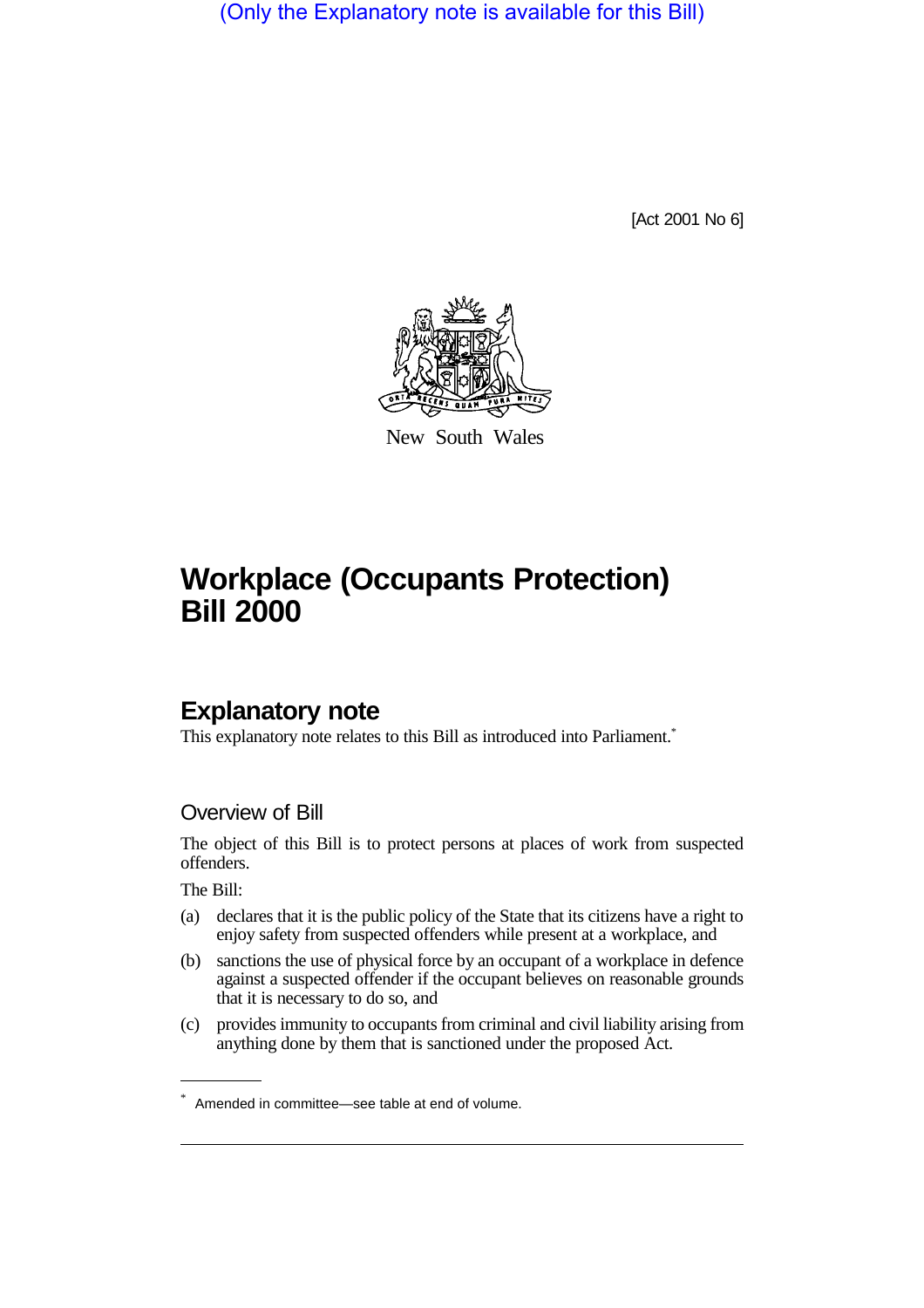(Only the Explanatory note is available for this Bill)

[Act 2001 No 6]

New South Wales

# Workplace (Occupants Protection) Bill 2000

## Explanatory note

This explanatory note relates to this Bill as introduced into Parliament.*

### Overview of Bill

The object of this Bill is to protect persons at places of work from suspected offenders.

The Bill:

(a) declares that it is the public policy of the State that its citizens have a right to enjoy safety from suspected offenders while present at a workplace, and

(b) sanctions the use of physical force by an occupant of a workplace in defence against a suspected offender if the occupant believes on reasonable grounds that it is necessary to do so, and

(c) provides immunity to occupants from criminal and civil liability arising from anything done by them that is sanctioned under the proposed Act.

* Amended in committee—see table at end of volume.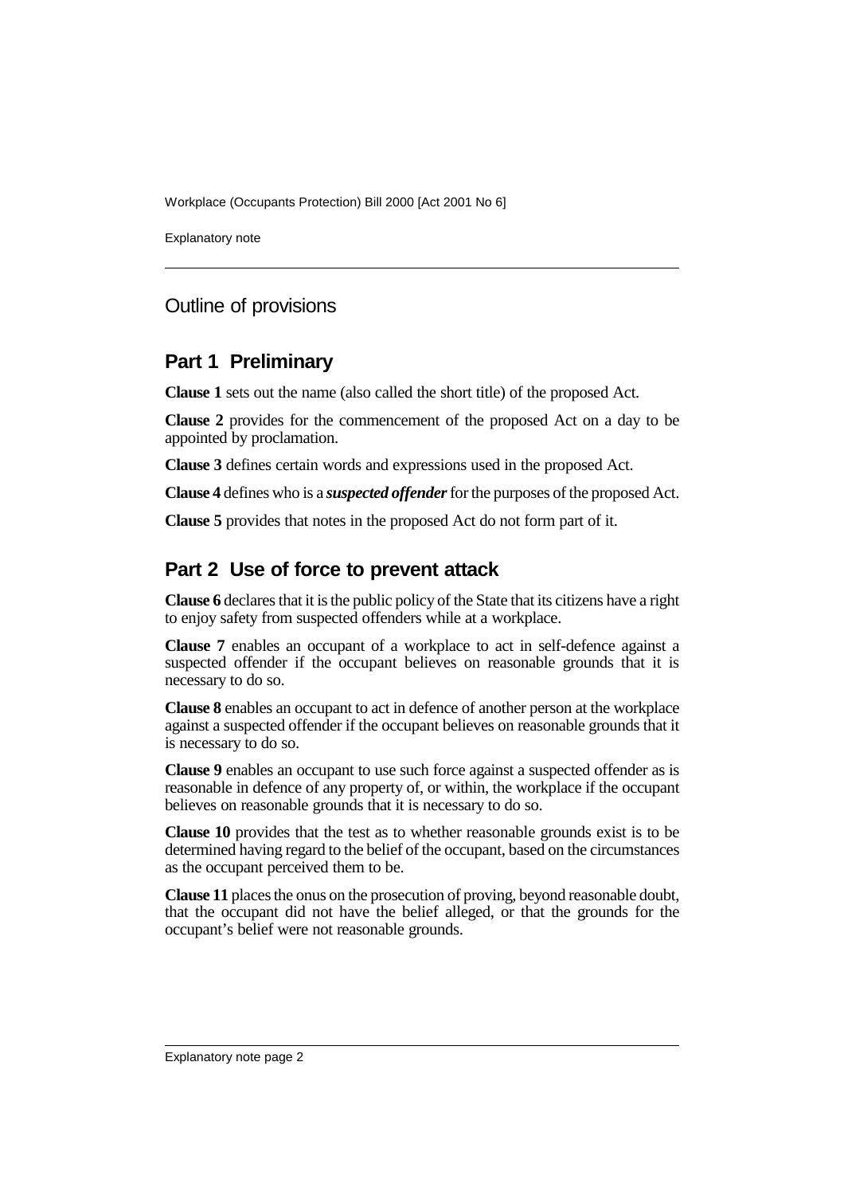## Outline of provisions

### Part 1 Preliminary

**Clause 1** sets out the name (also called the short title) of the proposed Act.

**Clause 2** provides for the commencement of the proposed Act on a day to be appointed by proclamation.

**Clause 3** defines certain words and expressions used in the proposed Act.

**Clause 4** defines who is a ***suspected offender*** for the purposes of the proposed Act.

**Clause 5** provides that notes in the proposed Act do not form part of it.

### Part 2 Use of force to prevent attack

**Clause 6** declares that it is the public policy of the State that its citizens have a right to enjoy safety from suspected offenders while at a workplace.

**Clause 7** enables an occupant of a workplace to act in self-defence against a suspected offender if the occupant believes on reasonable grounds that it is necessary to do so.

**Clause 8** enables an occupant to act in defence of another person at the workplace against a suspected offender if the occupant believes on reasonable grounds that it is necessary to do so.

**Clause 9** enables an occupant to use such force against a suspected offender as is reasonable in defence of any property of, or within, the workplace if the occupant believes on reasonable grounds that it is necessary to do so.

**Clause 10** provides that the test as to whether reasonable grounds exist is to be determined having regard to the belief of the occupant, based on the circumstances as the occupant perceived them to be.

**Clause 11** places the onus on the prosecution of proving, beyond reasonable doubt, that the occupant did not have the belief alleged, or that the grounds for the occupant's belief were not reasonable grounds.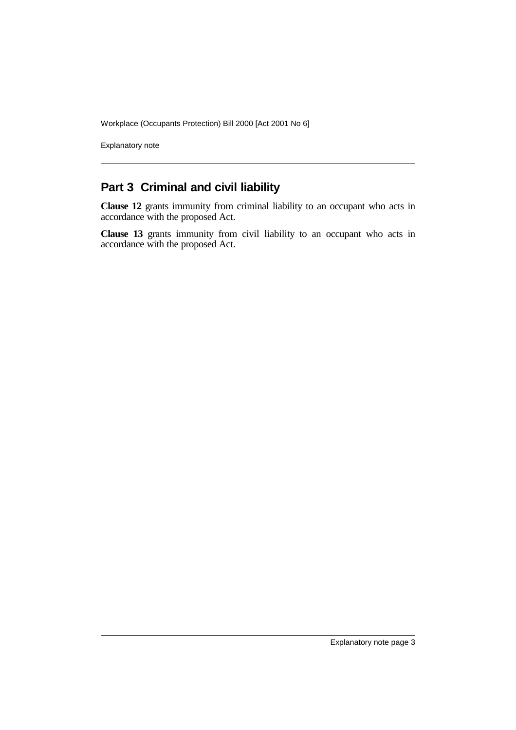## Part 3 Criminal and civil liability

**Clause 12** grants immunity from criminal liability to an occupant who acts in accordance with the proposed Act.

**Clause 13** grants immunity from civil liability to an occupant who acts in accordance with the proposed Act.